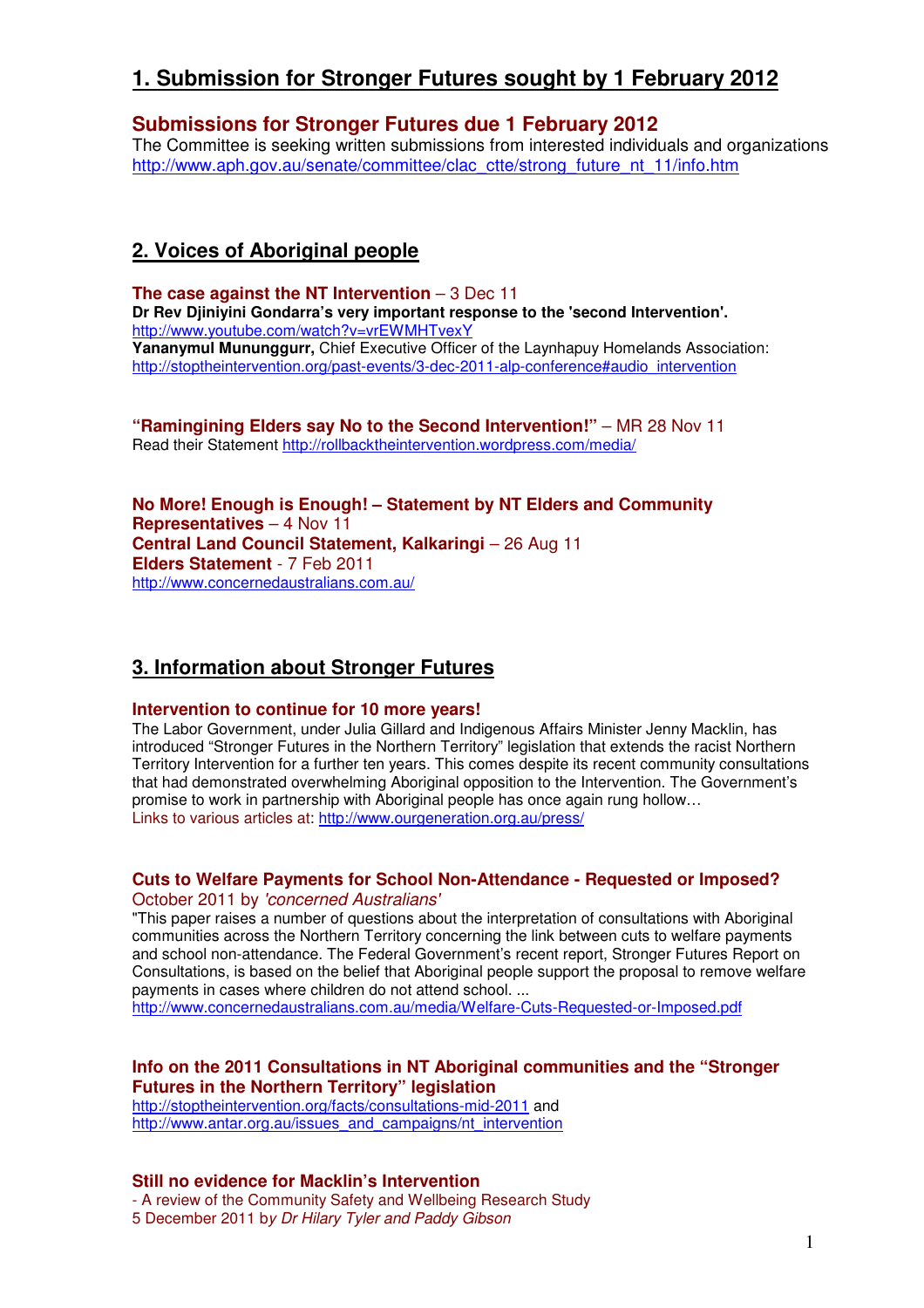# 1. Submission for Stronger Futures sought by 1 February 2012

### Submissions for Stronger Futures due 1 February 2012

The Committee is seeking written submissions from interested individuals and organizations
http://www.aph.gov.au/senate/committee/clac_ctte/strong_future_nt_11/info.htm

# 2. Voices of Aboriginal people

**The case against the NT Intervention** – 3 Dec 11
**Dr Rev Djiniyini Gondarra's very important response to the 'second Intervention'.**
http://www.youtube.com/watch?v=vrEWMHTvexY
**Yananymul Mununggurr,** Chief Executive Officer of the Laynhapuy Homelands Association:
http://stoptheintervention.org/past-events/3-dec-2011-alp-conference#audio_intervention

**"Ramingining Elders say No to the Second Intervention!"** – MR 28 Nov 11
Read their Statement http://rollbacktheintervention.wordpress.com/media/

**No More! Enough is Enough! – Statement by NT Elders and Community Representatives** – 4 Nov 11
**Central Land Council Statement, Kalkaringi** – 26 Aug 11
**Elders Statement** - 7 Feb 2011
http://www.concernedaustralians.com.au/

# 3. Information about Stronger Futures

### Intervention to continue for 10 more years!

The Labor Government, under Julia Gillard and Indigenous Affairs Minister Jenny Macklin, has introduced "Stronger Futures in the Northern Territory" legislation that extends the racist Northern Territory Intervention for a further ten years. This comes despite its recent community consultations that had demonstrated overwhelming Aboriginal opposition to the Intervention. The Government's promise to work in partnership with Aboriginal people has once again rung hollow…
Links to various articles at: http://www.ourgeneration.org.au/press/

### Cuts to Welfare Payments for School Non-Attendance - Requested or Imposed?

October 2011 by *'concerned Australians'*
"This paper raises a number of questions about the interpretation of consultations with Aboriginal communities across the Northern Territory concerning the link between cuts to welfare payments and school non-attendance. The Federal Government's recent report, Stronger Futures Report on Consultations, is based on the belief that Aboriginal people support the proposal to remove welfare payments in cases where children do not attend school. ...
http://www.concernedaustralians.com.au/media/Welfare-Cuts-Requested-or-Imposed.pdf

### Info on the 2011 Consultations in NT Aboriginal communities and the "Stronger Futures in the Northern Territory" legislation

http://stoptheintervention.org/facts/consultations-mid-2011 and
http://www.antar.org.au/issues_and_campaigns/nt_intervention

### Still no evidence for Macklin's Intervention

- A review of the Community Safety and Wellbeing Research Study
5 December 2011 by *Dr Hilary Tyler and Paddy Gibson*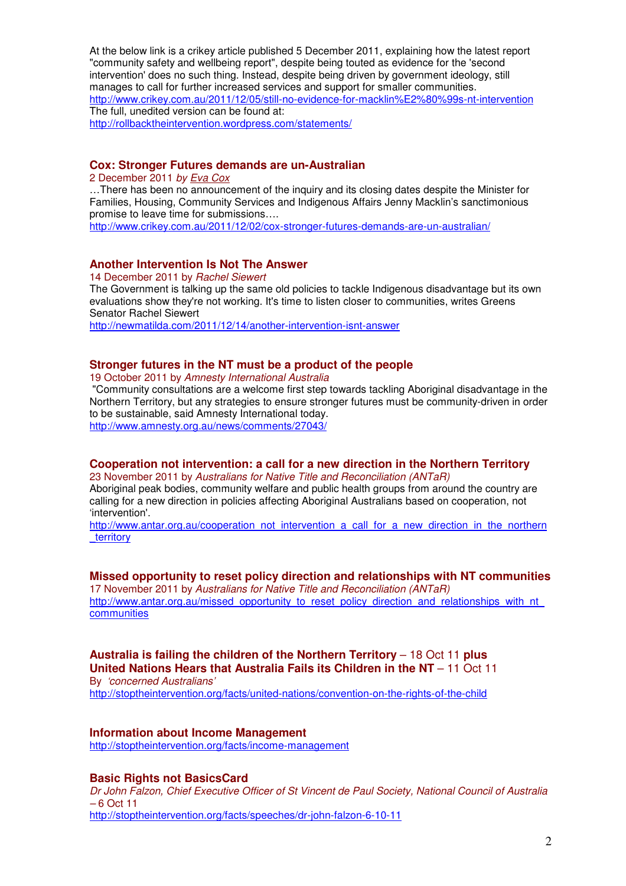At the below link is a crikey article published 5 December 2011, explaining how the latest report "community safety and wellbeing report", despite being touted as evidence for the 'second intervention' does no such thing. Instead, despite being driven by government ideology, still manages to call for further increased services and support for smaller communities.
http://www.crikey.com.au/2011/12/05/still-no-evidence-for-macklin%E2%80%99s-nt-intervention
The full, unedited version can be found at:
http://rollbacktheintervention.wordpress.com/statements/

### Cox: Stronger Futures demands are un-Australian

2 December 2011 *by Eva Cox*
…There has been no announcement of the inquiry and its closing dates despite the Minister for Families, Housing, Community Services and Indigenous Affairs Jenny Macklin's sanctimonious promise to leave time for submissions….
http://www.crikey.com.au/2011/12/02/cox-stronger-futures-demands-are-un-australian/

### Another Intervention Is Not The Answer

14 December 2011 by *Rachel Siewert*
The Government is talking up the same old policies to tackle Indigenous disadvantage but its own evaluations show they're not working. It's time to listen closer to communities, writes Greens Senator Rachel Siewert
http://newmatilda.com/2011/12/14/another-intervention-isnt-answer

### Stronger futures in the NT must be a product of the people

19 October 2011 by *Amnesty International Australia*
"Community consultations are a welcome first step towards tackling Aboriginal disadvantage in the Northern Territory, but any strategies to ensure stronger futures must be community-driven in order to be sustainable, said Amnesty International today.
http://www.amnesty.org.au/news/comments/27043/

### Cooperation not intervention: a call for a new direction in the Northern Territory

23 November 2011 by *Australians for Native Title and Reconciliation (ANTaR)*
Aboriginal peak bodies, community welfare and public health groups from around the country are calling for a new direction in policies affecting Aboriginal Australians based on cooperation, not 'intervention'.
http://www.antar.org.au/cooperation_not_intervention_a_call_for_a_new_direction_in_the_northern_territory

### Missed opportunity to reset policy direction and relationships with NT communities

17 November 2011 by *Australians for Native Title and Reconciliation (ANTaR)*
http://www.antar.org.au/missed_opportunity_to_reset_policy_direction_and_relationships_with_nt_communities

### Australia is failing the children of the Northern Territory – 18 Oct 11 plus United Nations Hears that Australia Fails its Children in the NT – 11 Oct 11

By *'concerned Australians'*
http://stoptheintervention.org/facts/united-nations/convention-on-the-rights-of-the-child

### Information about Income Management

http://stoptheintervention.org/facts/income-management

### Basic Rights not BasicsCard

*Dr John Falzon, Chief Executive Officer of St Vincent de Paul Society, National Council of Australia – 6 Oct 11*
http://stoptheintervention.org/facts/speeches/dr-john-falzon-6-10-11